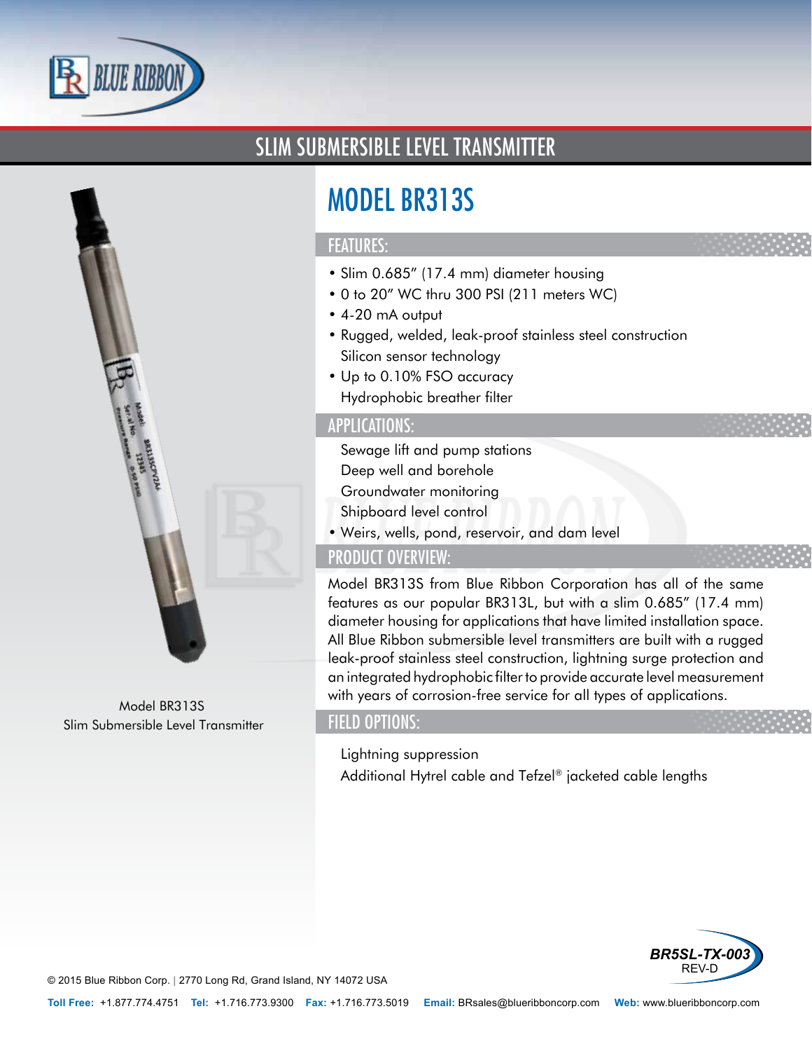# SLIM SUBMERSIBLE LEVEL TRANSMITTER

## MODEL BR313S

### FEATURES:

- Slim 0.685" (17.4 mm) diameter housing
- 0 to 20" WC thru 300 PSI (211 meters WC)
- 4-20 mA output
- Rugged, welded, leak-proof stainless steel construction
  Silicon sensor technology
- Up to 0.10% FSO accuracy
  Hydrophobic breather filter

### APPLICATIONS:

Sewage lift and pump stations
Deep well and borehole
Groundwater monitoring
Shipboard level control
- Weirs, wells, pond, reservoir, and dam level

### PRODUCT OVERVIEW:

Model BR313S from Blue Ribbon Corporation has all of the same features as our popular BR313L, but with a slim 0.685" (17.4 mm) diameter housing for applications that have limited installation space. All Blue Ribbon submersible level transmitters are built with a rugged leak-proof stainless steel construction, lightning surge protection and an integrated hydrophobic filter to provide accurate level measurement with years of corrosion-free service for all types of applications.

### FIELD OPTIONS:

Lightning suppression
Additional Hytrel cable and Tefzel® jacketed cable lengths

Model BR313S
Slim Submersible Level Transmitter

BR5SL-TX-003
REV-D

© 2015 Blue Ribbon Corp. | 2770 Long Rd, Grand Island, NY 14072 USA

**Toll Free:** +1.877.774.4751 **Tel:** +1.716.773.9300 **Fax:** +1.716.773.5019 **Email:** BRsales@blueribboncorp.com **Web:** www.blueribboncorp.com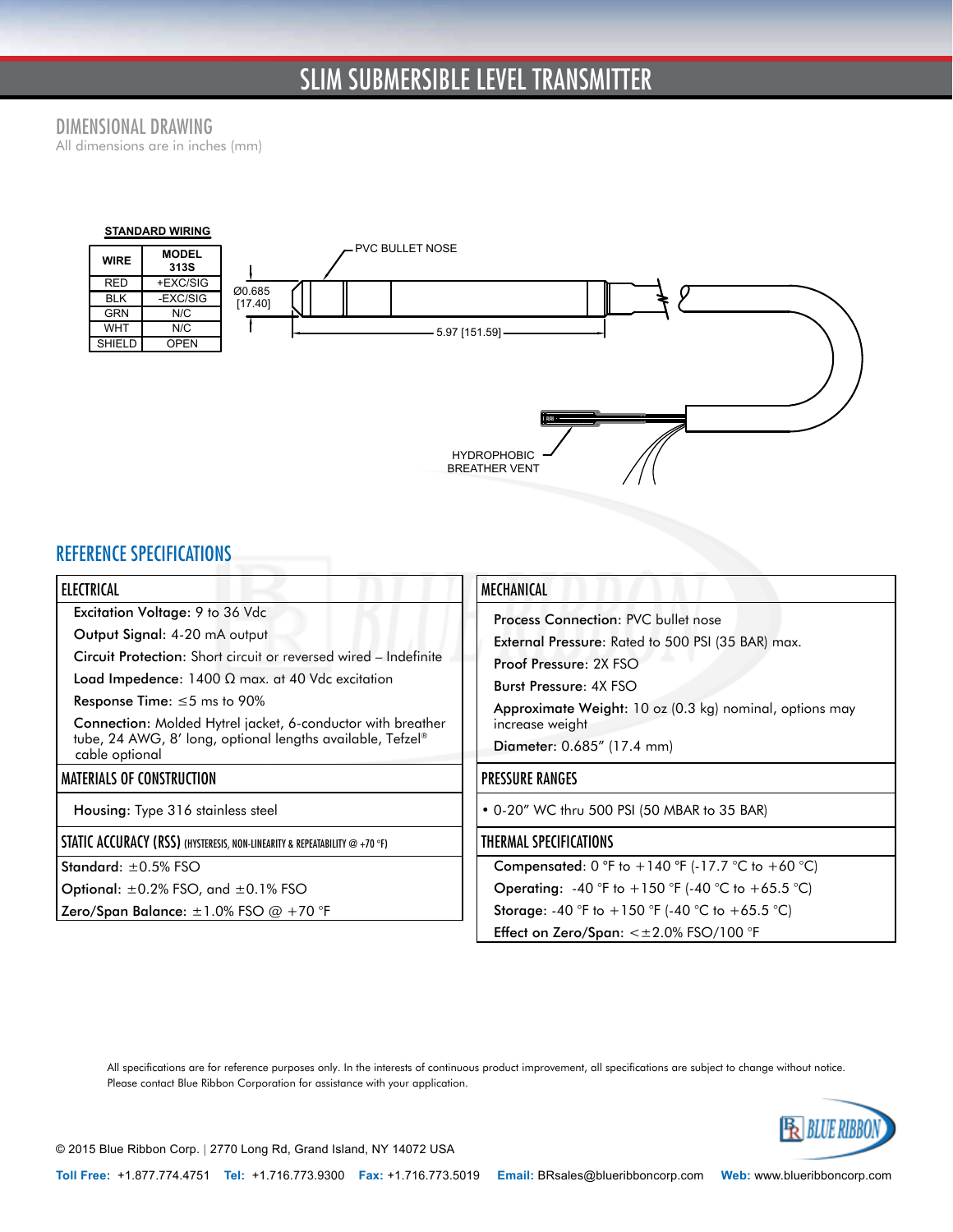# SLIM SUBMERSIBLE LEVEL TRANSMITTER

## DIMENSIONAL DRAWING

All dimensions are in inches (mm)

**STANDARD WIRING**

| WIRE | MODEL 313S |
|---|---|
| RED | +EXC/SIG |
| BLK | -EXC/SIG |
| GRN | N/C |
| WHT | N/C |
| SHIELD | OPEN |

PVC BULLET NOSE

Ø0.685 [17.40]

5.97 [151.59]

HYDROPHOBIC BREATHER VENT

## REFERENCE SPECIFICATIONS

### ELECTRICAL

**Excitation Voltage**: 9 to 36 Vdc

**Output Signal**: 4-20 mA output

**Circuit Protection**: Short circuit or reversed wired – Indefinite

**Load Impedence**: 1400 Ω max. at 40 Vdc excitation

**Response Time**: ≤5 ms to 90%

**Connection**: Molded Hytrel jacket, 6-conductor with breather tube, 24 AWG, 8′ long, optional lengths available, Tefzel® cable optional

### MATERIALS OF CONSTRUCTION

**Housing**: Type 316 stainless steel

### STATIC ACCURACY (RSS) (HYSTERESIS, NON-LINEARITY & REPEATABILITY @ +70 °F)

**Standard**: ±0.5% FSO

**Optional**: ±0.2% FSO, and ±0.1% FSO

**Zero/Span Balance**: ±1.0% FSO @ +70 °F

### MECHANICAL

**Process Connection**: PVC bullet nose

**External Pressure**: Rated to 500 PSI (35 BAR) max.

**Proof Pressure**: 2X FSO

**Burst Pressure**: 4X FSO

**Approximate Weight**: 10 oz (0.3 kg) nominal, options may increase weight

**Diameter**: 0.685″ (17.4 mm)

### PRESSURE RANGES

- 0-20″ WC thru 500 PSI (50 MBAR to 35 BAR)

### THERMAL SPECIFICATIONS

**Compensated**: 0 °F to +140 °F (-17.7 °C to +60 °C)

**Operating**: -40 °F to +150 °F (-40 °C to +65.5 °C)

**Storage**: -40 °F to +150 °F (-40 °C to +65.5 °C)

**Effect on Zero/Span**: <±2.0% FSO/100 °F

All specifications are for reference purposes only. In the interests of continuous product improvement, all specifications are subject to change without notice. Please contact Blue Ribbon Corporation for assistance with your application.

© 2015 Blue Ribbon Corp. | 2770 Long Rd, Grand Island, NY 14072 USA

**Toll Free:** +1.877.774.4751 **Tel:** +1.716.773.9300 **Fax:** +1.716.773.5019 **Email:** BRsales@blueribboncorp.com **Web:** www.blueribboncorp.com